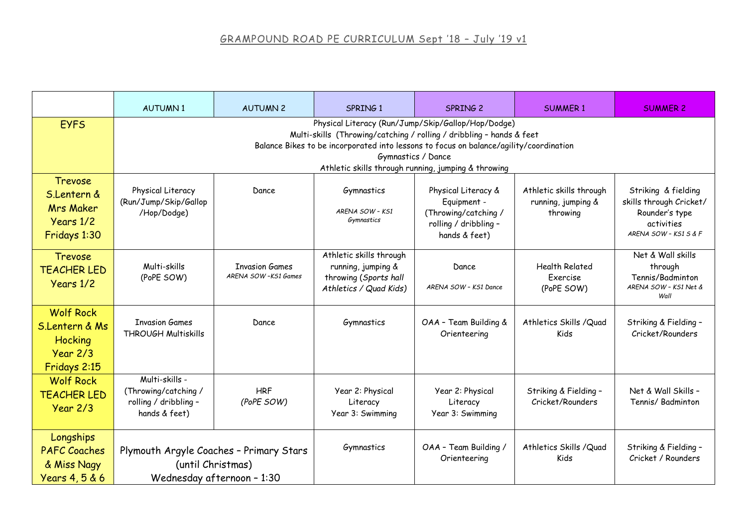# GRAMPOUND ROAD PE CURRICULUM Sept '18 – July '19 v1

| | AUTUMN 1 | AUTUMN 2 | SPRING 1 | SPRING 2 | SUMMER 1 | SUMMER 2 |
|---|---|---|---|---|---|---|
| EYFS | Physical Literacy (Run/Jump/Skip/Gallop/Hop/Dodge)<br>Multi-skills (Throwing/catching / rolling / dribbling – hands & feet<br>Balance Bikes to be incorporated into lessons to focus on balance/agility/coordination<br>Gymnastics / Dance<br>Athletic skills through running, jumping & throwing | | | | | |
| Trevose S.Lentern & Mrs Maker Years 1/2 Fridays 1:30 | Physical Literacy (Run/Jump/Skip/Gallop /Hop/Dodge) | Dance | Gymnastics<br>*ARENA SOW – KS1 Gymnastics* | Physical Literacy & Equipment - (Throwing/catching / rolling / dribbling – hands & feet) | Athletic skills through running, jumping & throwing | Striking & fielding skills through Cricket/ Rounder's type activities<br>*ARENA SOW – KS1 S & F* |
| Trevose TEACHER LED Years 1/2 | Multi-skills (PoPE SOW) | Invasion Games<br>*ARENA SOW –KS1 Games* | Athletic skills through running, jumping & throwing (*Sports hall Athletics / Quad Kids)* | Dance<br>*ARENA SOW – KS1 Dance* | Health Related Exercise (PoPE SOW) | Net & Wall skills through Tennis/Badminton<br>*ARENA SOW – KS1 Net & Wall* |
| Wolf Rock S.Lentern & Ms Hocking Year 2/3 Fridays 2:15 | Invasion Games THROUGH Multiskills | Dance | Gymnastics | OAA – Team Building & Orienteering | Athletics Skills /Quad Kids | Striking & Fielding – Cricket/Rounders |
| Wolf Rock TEACHER LED Year 2/3 | Multi-skills - (Throwing/catching / rolling / dribbling – hands & feet) | HRF<br>*(PoPE SOW)* | Year 2: Physical Literacy<br>Year 3: Swimming | Year 2: Physical Literacy<br>Year 3: Swimming | Striking & Fielding – Cricket/Rounders | Net & Wall Skills – Tennis/ Badminton |
| Longships PAFC Coaches & Miss Nagy Years 4, 5 & 6 | Plymouth Argyle Coaches – Primary Stars (until Christmas)<br>Wednesday afternoon – 1:30 | | Gymnastics | OAA – Team Building / Orienteering | Athletics Skills /Quad Kids | Striking & Fielding – Cricket / Rounders |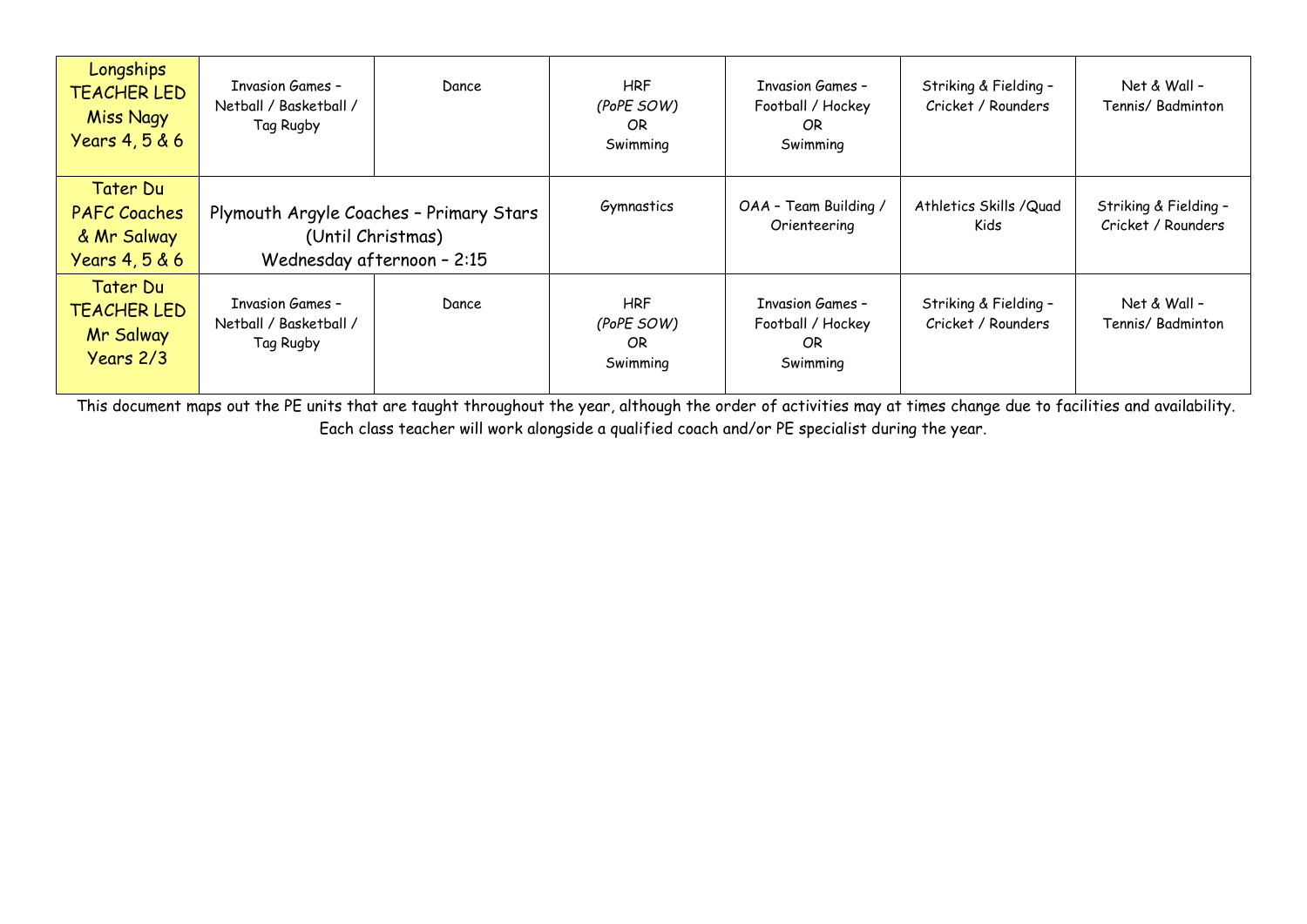| | | | | | | |
|---|---|---|---|---|---|---|
| Longships TEACHER LED Miss Nagy Years 4, 5 & 6 | Invasion Games – Netball / Basketball / Tag Rugby | Dance | HRF *(PoPE SOW)* OR Swimming | Invasion Games – Football / Hockey OR Swimming | Striking & Fielding – Cricket / Rounders | Net & Wall – Tennis/ Badminton |
| Tater Du PAFC Coaches & Mr Salway Years 4, 5 & 6 | Plymouth Argyle Coaches – Primary Stars (Until Christmas) Wednesday afternoon – 2:15 | | Gymnastics | OAA – Team Building / Orienteering | Athletics Skills /Quad Kids | Striking & Fielding – Cricket / Rounders |
| Tater Du TEACHER LED Mr Salway Years 2/3 | Invasion Games – Netball / Basketball / Tag Rugby | Dance | HRF *(PoPE SOW)* OR Swimming | Invasion Games – Football / Hockey OR Swimming | Striking & Fielding – Cricket / Rounders | Net & Wall – Tennis/ Badminton |

This document maps out the PE units that are taught throughout the year, although the order of activities may at times change due to facilities and availability. Each class teacher will work alongside a qualified coach and/or PE specialist during the year.